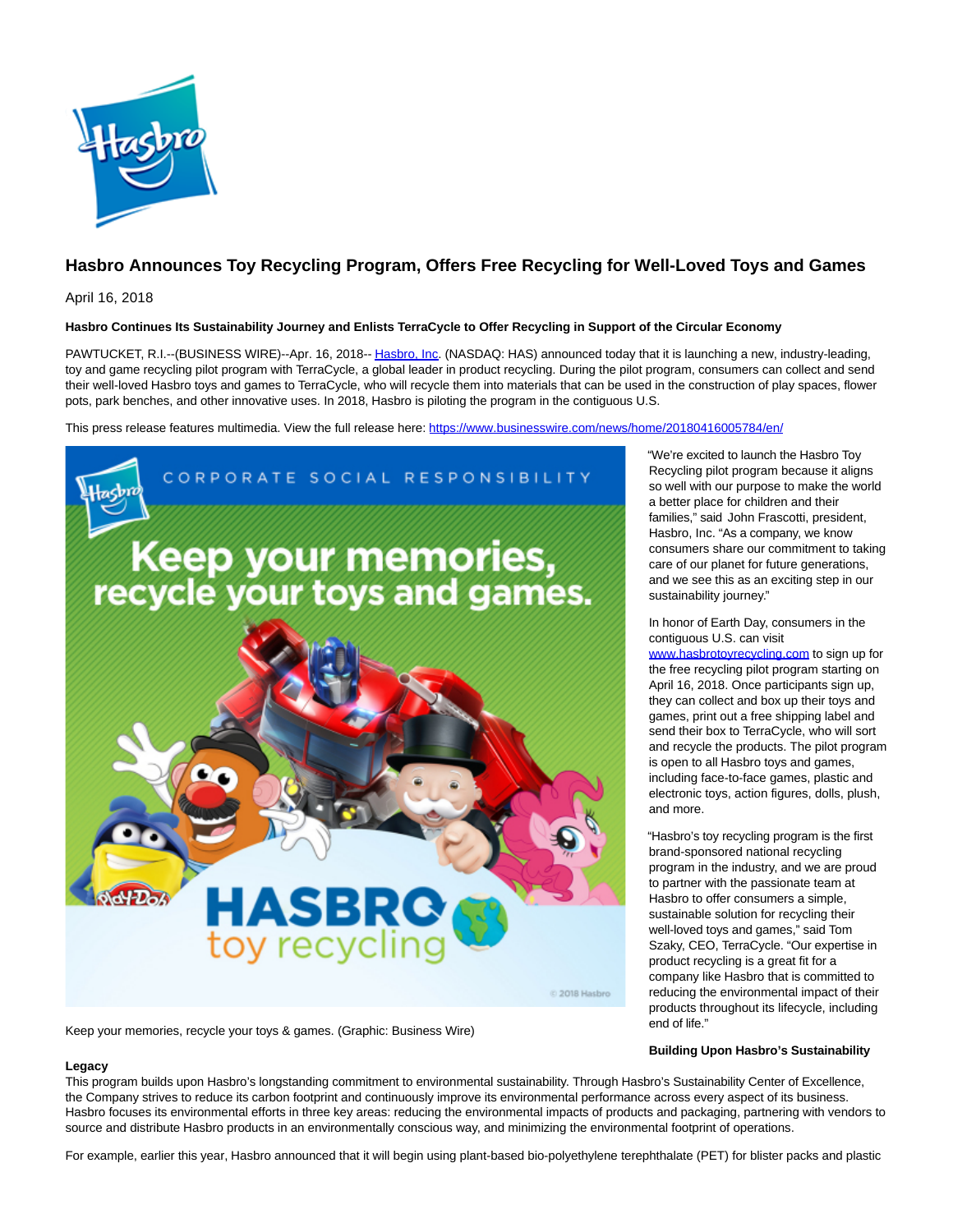# Hasbro Announces Toy Recycling Program, Offers Free Recycling for Well-Loved Toys and Games

April 16, 2018

**Hasbro Continues Its Sustainability Journey and Enlists TerraCycle to Offer Recycling in Support of the Circular Economy**

PAWTUCKET, R.I.--(BUSINESS WIRE)--Apr. 16, 2018-- Hasbro, Inc. (NASDAQ: HAS) announced today that it is launching a new, industry-leading, toy and game recycling pilot program with TerraCycle, a global leader in product recycling. During the pilot program, consumers can collect and send their well-loved Hasbro toys and games to TerraCycle, who will recycle them into materials that can be used in the construction of play spaces, flower pots, park benches, and other innovative uses. In 2018, Hasbro is piloting the program in the contiguous U.S.

This press release features multimedia. View the full release here: https://www.businesswire.com/news/home/20180416005784/en/

Keep your memories, recycle your toys & games. (Graphic: Business Wire)

"We're excited to launch the Hasbro Toy Recycling pilot program because it aligns so well with our purpose to make the world a better place for children and their families," said John Frascotti, president, Hasbro, Inc. "As a company, we know consumers share our commitment to taking care of our planet for future generations, and we see this as an exciting step in our sustainability journey."

In honor of Earth Day, consumers in the contiguous U.S. can visit www.hasbrotoyrecycling.com to sign up for the free recycling pilot program starting on April 16, 2018. Once participants sign up, they can collect and box up their toys and games, print out a free shipping label and send their box to TerraCycle, who will sort and recycle the products. The pilot program is open to all Hasbro toys and games, including face-to-face games, plastic and electronic toys, action figures, dolls, plush, and more.

"Hasbro's toy recycling program is the first brand-sponsored national recycling program in the industry, and we are proud to partner with the passionate team at Hasbro to offer consumers a simple, sustainable solution for recycling their well-loved toys and games," said Tom Szaky, CEO, TerraCycle. "Our expertise in product recycling is a great fit for a company like Hasbro that is committed to reducing the environmental impact of their products throughout its lifecycle, including end of life."

**Building Upon Hasbro's Sustainability Legacy**

This program builds upon Hasbro's longstanding commitment to environmental sustainability. Through Hasbro's Sustainability Center of Excellence, the Company strives to reduce its carbon footprint and continuously improve its environmental performance across every aspect of its business. Hasbro focuses its environmental efforts in three key areas: reducing the environmental impacts of products and packaging, partnering with vendors to source and distribute Hasbro products in an environmentally conscious way, and minimizing the environmental footprint of operations.

For example, earlier this year, Hasbro announced that it will begin using plant-based bio-polyethylene terephthalate (PET) for blister packs and plastic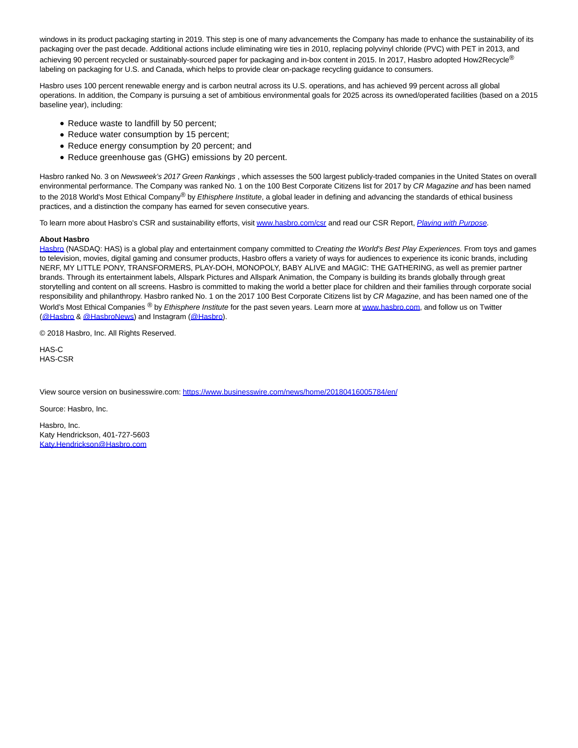windows in its product packaging starting in 2019. This step is one of many advancements the Company has made to enhance the sustainability of its packaging over the past decade. Additional actions include eliminating wire ties in 2010, replacing polyvinyl chloride (PVC) with PET in 2013, and achieving 90 percent recycled or sustainably-sourced paper for packaging and in-box content in 2015. In 2017, Hasbro adopted How2Recycle® labeling on packaging for U.S. and Canada, which helps to provide clear on-package recycling guidance to consumers.

Hasbro uses 100 percent renewable energy and is carbon neutral across its U.S. operations, and has achieved 99 percent across all global operations. In addition, the Company is pursuing a set of ambitious environmental goals for 2025 across its owned/operated facilities (based on a 2015 baseline year), including:

- Reduce waste to landfill by 50 percent;
- Reduce water consumption by 15 percent;
- Reduce energy consumption by 20 percent; and
- Reduce greenhouse gas (GHG) emissions by 20 percent.

Hasbro ranked No. 3 on *Newsweek's 2017 Green Rankings* , which assesses the 500 largest publicly-traded companies in the United States on overall environmental performance. The Company was ranked No. 1 on the 100 Best Corporate Citizens list for 2017 by *CR Magazine and* has been named to the 2018 World's Most Ethical Company® by *Ethisphere Institute*, a global leader in defining and advancing the standards of ethical business practices, and a distinction the company has earned for seven consecutive years.

To learn more about Hasbro's CSR and sustainability efforts, visit www.hasbro.com/csr and read our CSR Report, *Playing with Purpose*.

**About Hasbro**
Hasbro (NASDAQ: HAS) is a global play and entertainment company committed to *Creating the World's Best Play Experiences.* From toys and games to television, movies, digital gaming and consumer products, Hasbro offers a variety of ways for audiences to experience its iconic brands, including NERF, MY LITTLE PONY, TRANSFORMERS, PLAY-DOH, MONOPOLY, BABY ALIVE and MAGIC: THE GATHERING, as well as premier partner brands. Through its entertainment labels, Allspark Pictures and Allspark Animation, the Company is building its brands globally through great storytelling and content on all screens. Hasbro is committed to making the world a better place for children and their families through corporate social responsibility and philanthropy. Hasbro ranked No. 1 on the 2017 100 Best Corporate Citizens list by *CR Magazine*, and has been named one of the World's Most Ethical Companies ® by *Ethisphere Institute* for the past seven years. Learn more at www.hasbro.com, and follow us on Twitter (@Hasbro & @HasbroNews) and Instagram (@Hasbro).

© 2018 Hasbro, Inc. All Rights Reserved.

HAS-C
HAS-CSR

View source version on businesswire.com: https://www.businesswire.com/news/home/20180416005784/en/

Source: Hasbro, Inc.

Hasbro, Inc.
Katy Hendrickson, 401-727-5603
Katy.Hendrickson@Hasbro.com